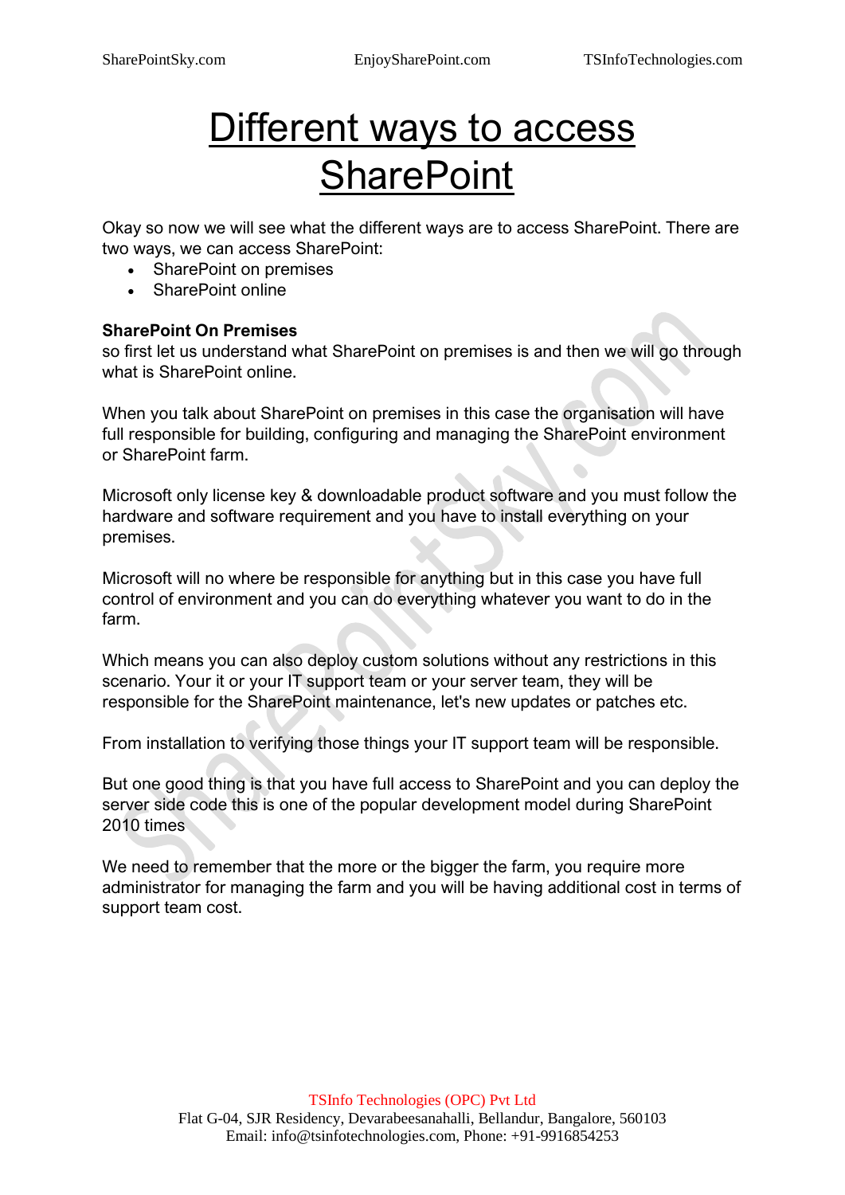# Different ways to access SharePoint

Okay so now we will see what the different ways are to access SharePoint. There are two ways, we can access SharePoint:

- SharePoint on premises
- SharePoint online

**SharePoint On Premises**

so first let us understand what SharePoint on premises is and then we will go through what is SharePoint online.

When you talk about SharePoint on premises in this case the organisation will have full responsible for building, configuring and managing the SharePoint environment or SharePoint farm.

Microsoft only license key & downloadable product software and you must follow the hardware and software requirement and you have to install everything on your premises.

Microsoft will no where be responsible for anything but in this case you have full control of environment and you can do everything whatever you want to do in the farm.

Which means you can also deploy custom solutions without any restrictions in this scenario. Your it or your IT support team or your server team, they will be responsible for the SharePoint maintenance, let's new updates or patches etc.

From installation to verifying those things your IT support team will be responsible.

But one good thing is that you have full access to SharePoint and you can deploy the server side code this is one of the popular development model during SharePoint 2010 times

We need to remember that the more or the bigger the farm, you require more administrator for managing the farm and you will be having additional cost in terms of support team cost.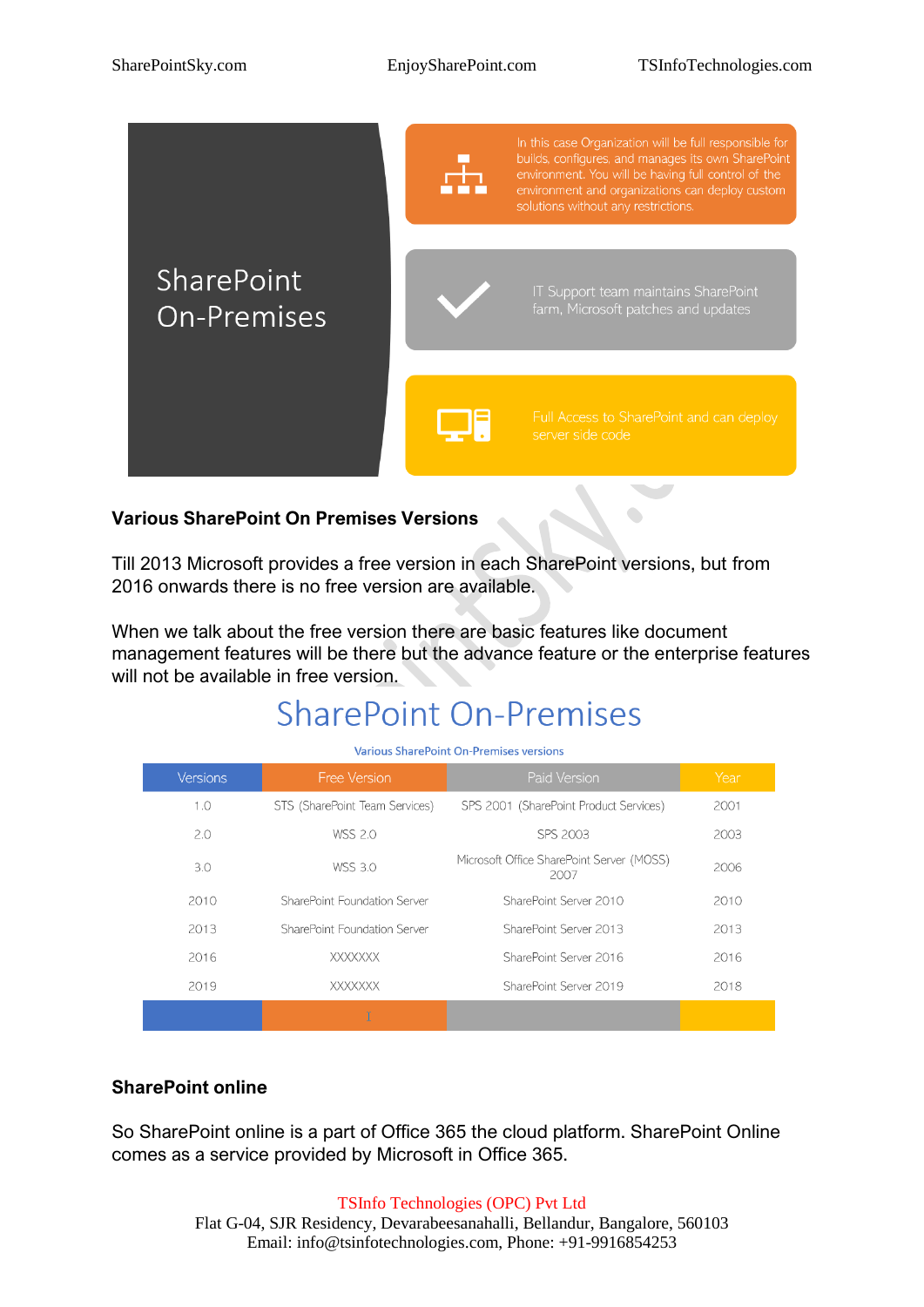SharePoint On-Premises

In this case Organization will be full responsible for builds, configures, and manages its own SharePoint environment. You will be having full control of the environment and organizations can deploy custom solutions without any restrictions.

IT Support team maintains SharePoint farm, Microsoft patches and updates

Full Access to SharePoint and can deploy server side code

**Various SharePoint On Premises Versions**

Till 2013 Microsoft provides a free version in each SharePoint versions, but from 2016 onwards there is no free version are available.

When we talk about the free version there are basic features like document management features will be there but the advance feature or the enterprise features will not be available in free version.

## SharePoint On-Premises

Various SharePoint On-Premises versions

| Versions | Free Version | Paid Version | Year |
|---|---|---|---|
| 1.0 | STS (SharePoint Team Services) | SPS 2001 (SharePoint Product Services) | 2001 |
| 2.0 | WSS 2.0 | SPS 2003 | 2003 |
| 3.0 | WSS 3.0 | Microsoft Office SharePoint Server (MOSS) 2007 | 2006 |
| 2010 | SharePoint Foundation Server | SharePoint Server 2010 | 2010 |
| 2013 | SharePoint Foundation Server | SharePoint Server 2013 | 2013 |
| 2016 | XXXXXXX | SharePoint Server 2016 | 2016 |
| 2019 | XXXXXXX | SharePoint Server 2019 | 2018 |

**SharePoint online**

So SharePoint online is a part of Office 365 the cloud platform. SharePoint Online comes as a service provided by Microsoft in Office 365.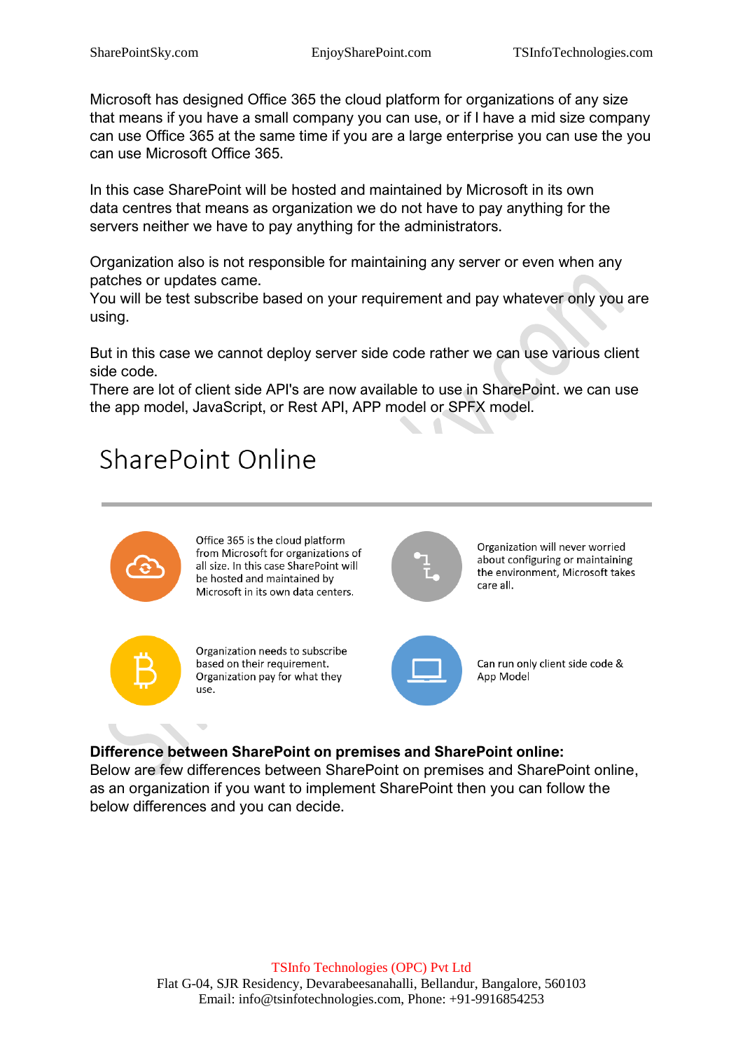Microsoft has designed Office 365 the cloud platform for organizations of any size that means if you have a small company you can use, or if I have a mid size company can use Office 365 at the same time if you are a large enterprise you can use the you can use Microsoft Office 365.

In this case SharePoint will be hosted and maintained by Microsoft in its own data centres that means as organization we do not have to pay anything for the servers neither we have to pay anything for the administrators.

Organization also is not responsible for maintaining any server or even when any patches or updates came.
You will be test subscribe based on your requirement and pay whatever only you are using.

But in this case we cannot deploy server side code rather we can use various client side code.
There are lot of client side API's are now available to use in SharePoint. we can use the app model, JavaScript, or Rest API, APP model or SPFX model.

## SharePoint Online

- Office 365 is the cloud platform from Microsoft for organizations of all size. In this case SharePoint will be hosted and maintained by Microsoft in its own data centers.
- Organization will never worried about configuring or maintaining the environment, Microsoft takes care all.
- Organization needs to subscribe based on their requirement. Organization pay for what they use.
- Can run only client side code & App Model

**Difference between SharePoint on premises and SharePoint online:**
Below are few differences between SharePoint on premises and SharePoint online, as an organization if you want to implement SharePoint then you can follow the below differences and you can decide.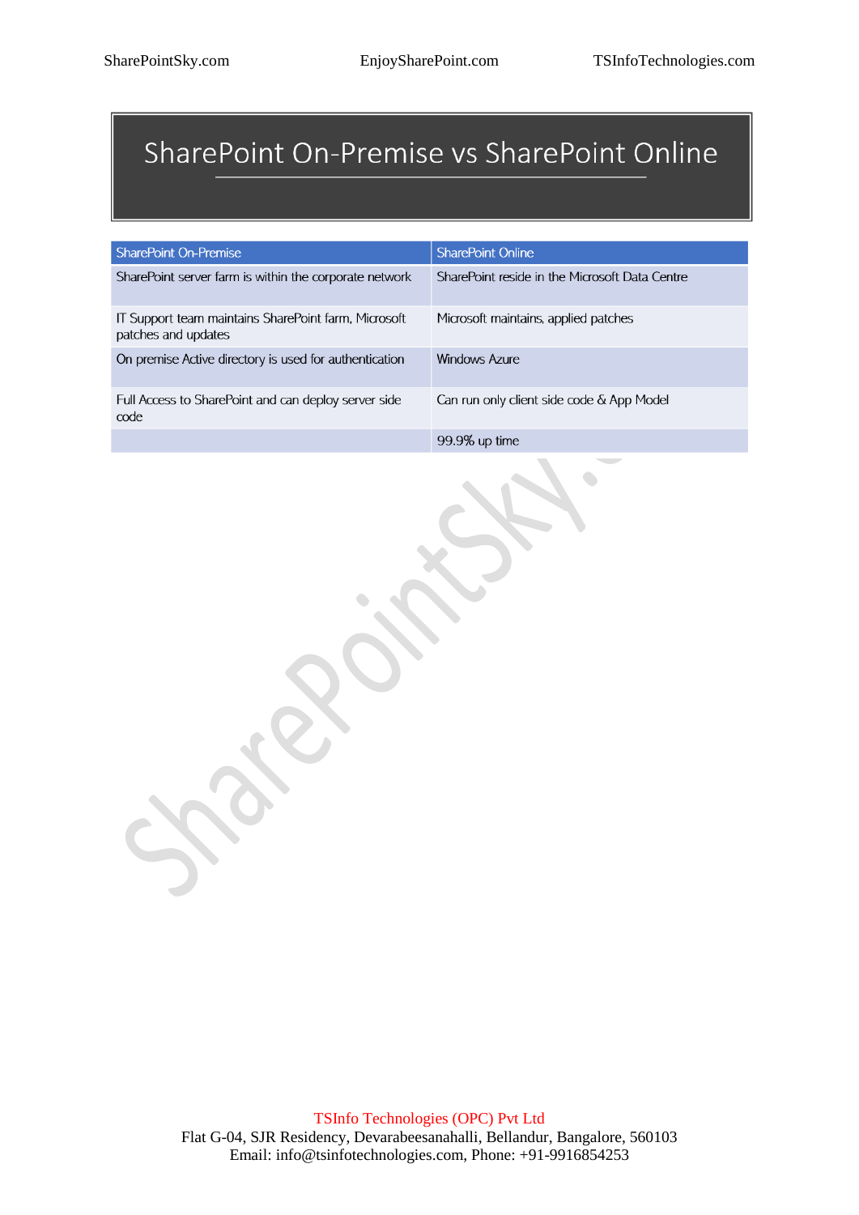# SharePoint On-Premise vs SharePoint Online

| SharePoint On-Premise | SharePoint Online |
|---|---|
| SharePoint server farm is within the corporate network | SharePoint reside in the Microsoft Data Centre |
| IT Support team maintains SharePoint farm, Microsoft patches and updates | Microsoft maintains, applied patches |
| On premise Active directory is used for authentication | Windows Azure |
| Full Access to SharePoint and can deploy server side code | Can run only client side code & App Model |
| | 99.9% up time |

TSInfo Technologies (OPC) Pvt Ltd
Flat G-04, SJR Residency, Devarabeesanahalli, Bellandur, Bangalore, 560103
Email: info@tsinfotechnologies.com, Phone: +91-9916854253